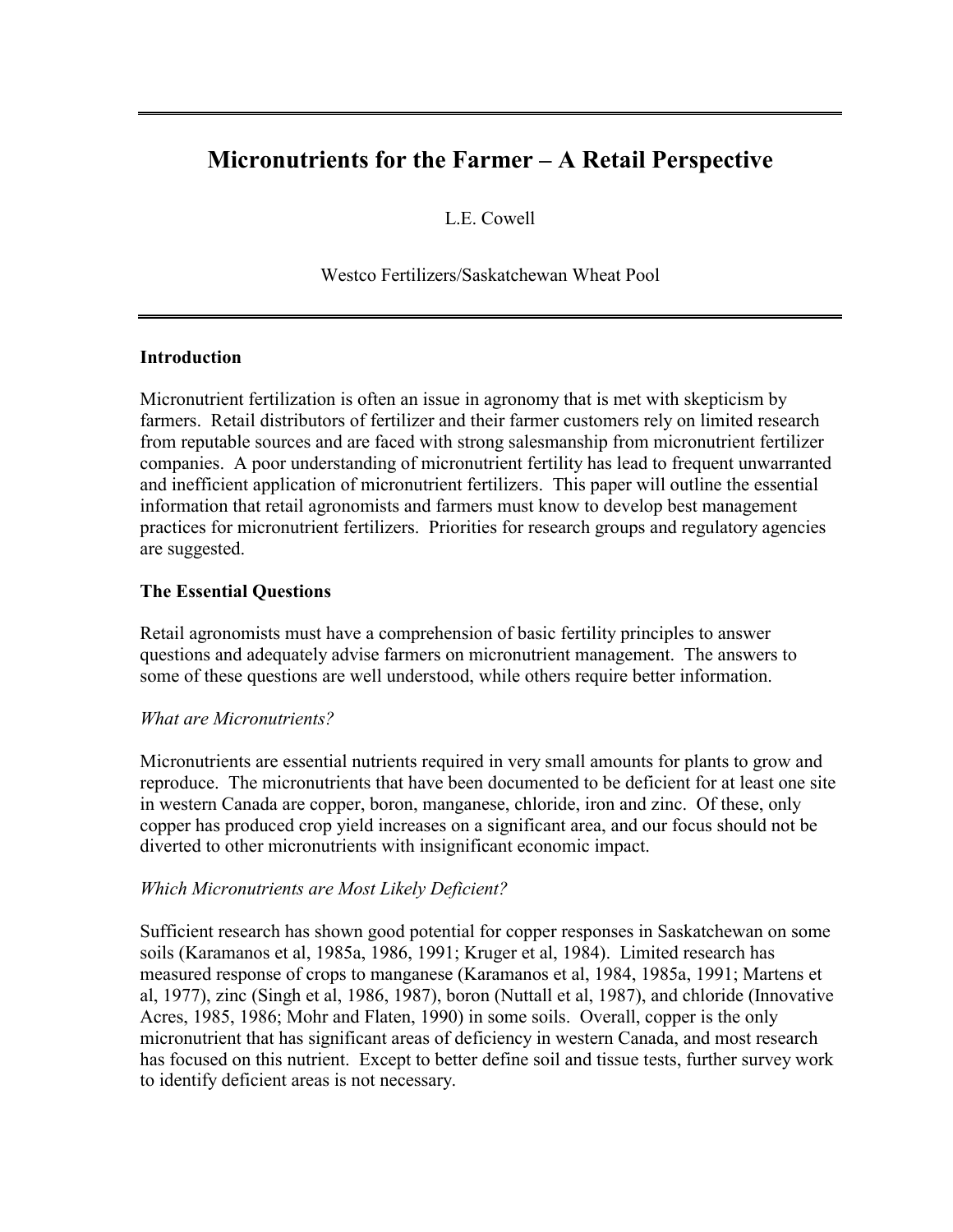# Micronutrients for the Farmer – A Retail Perspective

L.E. Cowell

Westco Fertilizers/Saskatchewan Wheat Pool

## Introduction

Micronutrient fertilization is often an issue in agronomy that is met with skepticism by farmers. Retail distributors of fertilizer and their farmer customers rely on limited research from reputable sources and are faced with strong salesmanship from micronutrient fertilizer companies. A poor understanding of micronutrient fertility has lead to frequent unwarranted and inefficient application of micronutrient fertilizers. This paper will outline the essential information that retail agronomists and farmers must know to develop best management practices for micronutrient fertilizers. Priorities for research groups and regulatory agencies are suggested.

## The Essential Questions

Retail agronomists must have a comprehension of basic fertility principles to answer questions and adequately advise farmers on micronutrient management. The answers to some of these questions are well understood, while others require better information.

### *What are Micronutrients?*

Micronutrients are essential nutrients required in very small amounts for plants to grow and reproduce. The micronutrients that have been documented to be deficient for at least one site in western Canada are copper, boron, manganese, chloride, iron and zinc. Of these, only copper has produced crop yield increases on a significant area, and our focus should not be diverted to other micronutrients with insignificant economic impact.

### *Which Micronutrients are Most Likely Deficient?*

Sufficient research has shown good potential for copper responses in Saskatchewan on some soils (Karamanos et al, 1985a, 1986, 1991; Kruger et al, 1984). Limited research has measured response of crops to manganese (Karamanos et al, 1984, 1985a, 1991; Martens et al, 1977), zinc (Singh et al, 1986, 1987), boron (Nuttall et al, 1987), and chloride (Innovative Acres, 1985, 1986; Mohr and Flaten, 1990) in some soils. Overall, copper is the only micronutrient that has significant areas of deficiency in western Canada, and most research has focused on this nutrient. Except to better define soil and tissue tests, further survey work to identify deficient areas is not necessary.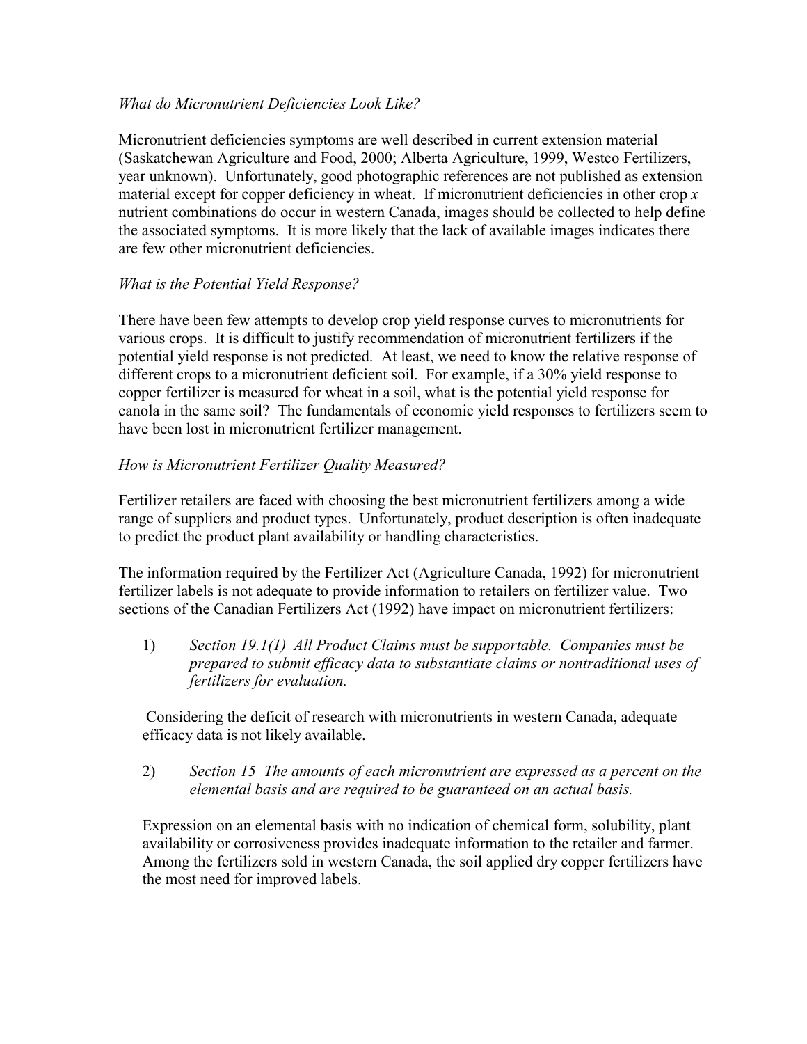*What do Micronutrient Deficiencies Look Like?*

Micronutrient deficiencies symptoms are well described in current extension material (Saskatchewan Agriculture and Food, 2000; Alberta Agriculture, 1999, Westco Fertilizers, year unknown). Unfortunately, good photographic references are not published as extension material except for copper deficiency in wheat. If micronutrient deficiencies in other crop *x* nutrient combinations do occur in western Canada, images should be collected to help define the associated symptoms. It is more likely that the lack of available images indicates there are few other micronutrient deficiencies.

*What is the Potential Yield Response?*

There have been few attempts to develop crop yield response curves to micronutrients for various crops. It is difficult to justify recommendation of micronutrient fertilizers if the potential yield response is not predicted. At least, we need to know the relative response of different crops to a micronutrient deficient soil. For example, if a 30% yield response to copper fertilizer is measured for wheat in a soil, what is the potential yield response for canola in the same soil? The fundamentals of economic yield responses to fertilizers seem to have been lost in micronutrient fertilizer management.

*How is Micronutrient Fertilizer Quality Measured?*

Fertilizer retailers are faced with choosing the best micronutrient fertilizers among a wide range of suppliers and product types. Unfortunately, product description is often inadequate to predict the product plant availability or handling characteristics.

The information required by the Fertilizer Act (Agriculture Canada, 1992) for micronutrient fertilizer labels is not adequate to provide information to retailers on fertilizer value. Two sections of the Canadian Fertilizers Act (1992) have impact on micronutrient fertilizers:

1) *Section 19.1(1) All Product Claims must be supportable. Companies must be prepared to submit efficacy data to substantiate claims or nontraditional uses of fertilizers for evaluation.*

   Considering the deficit of research with micronutrients in western Canada, adequate efficacy data is not likely available.

2) *Section 15 The amounts of each micronutrient are expressed as a percent on the elemental basis and are required to be guaranteed on an actual basis.*

   Expression on an elemental basis with no indication of chemical form, solubility, plant availability or corrosiveness provides inadequate information to the retailer and farmer. Among the fertilizers sold in western Canada, the soil applied dry copper fertilizers have the most need for improved labels.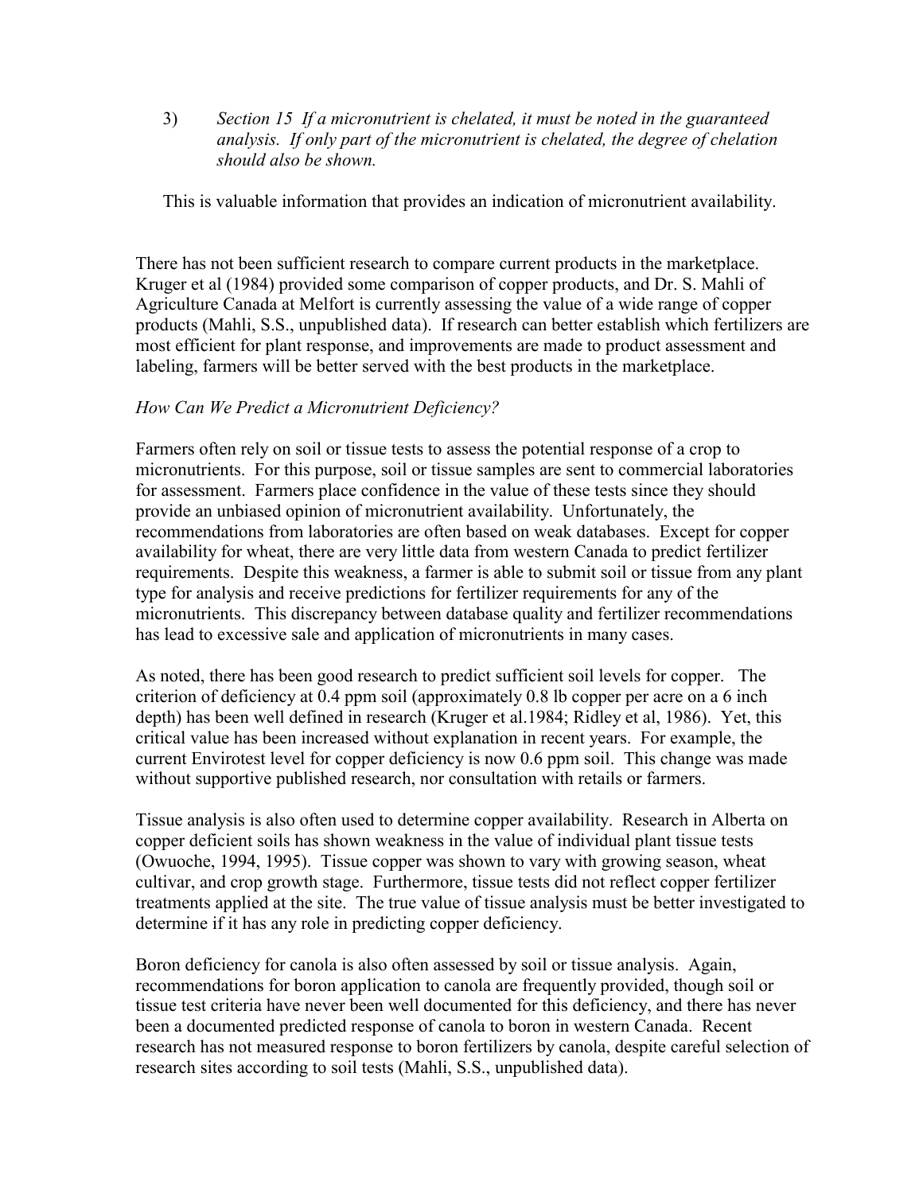3) *Section 15 If a micronutrient is chelated, it must be noted in the guaranteed analysis. If only part of the micronutrient is chelated, the degree of chelation should also be shown.*

This is valuable information that provides an indication of micronutrient availability.

There has not been sufficient research to compare current products in the marketplace. Kruger et al (1984) provided some comparison of copper products, and Dr. S. Mahli of Agriculture Canada at Melfort is currently assessing the value of a wide range of copper products (Mahli, S.S., unpublished data). If research can better establish which fertilizers are most efficient for plant response, and improvements are made to product assessment and labeling, farmers will be better served with the best products in the marketplace.

*How Can We Predict a Micronutrient Deficiency?*

Farmers often rely on soil or tissue tests to assess the potential response of a crop to micronutrients. For this purpose, soil or tissue samples are sent to commercial laboratories for assessment. Farmers place confidence in the value of these tests since they should provide an unbiased opinion of micronutrient availability. Unfortunately, the recommendations from laboratories are often based on weak databases. Except for copper availability for wheat, there are very little data from western Canada to predict fertilizer requirements. Despite this weakness, a farmer is able to submit soil or tissue from any plant type for analysis and receive predictions for fertilizer requirements for any of the micronutrients. This discrepancy between database quality and fertilizer recommendations has lead to excessive sale and application of micronutrients in many cases.

As noted, there has been good research to predict sufficient soil levels for copper. The criterion of deficiency at 0.4 ppm soil (approximately 0.8 lb copper per acre on a 6 inch depth) has been well defined in research (Kruger et al.1984; Ridley et al, 1986). Yet, this critical value has been increased without explanation in recent years. For example, the current Envirotest level for copper deficiency is now 0.6 ppm soil. This change was made without supportive published research, nor consultation with retails or farmers.

Tissue analysis is also often used to determine copper availability. Research in Alberta on copper deficient soils has shown weakness in the value of individual plant tissue tests (Owuoche, 1994, 1995). Tissue copper was shown to vary with growing season, wheat cultivar, and crop growth stage. Furthermore, tissue tests did not reflect copper fertilizer treatments applied at the site. The true value of tissue analysis must be better investigated to determine if it has any role in predicting copper deficiency.

Boron deficiency for canola is also often assessed by soil or tissue analysis. Again, recommendations for boron application to canola are frequently provided, though soil or tissue test criteria have never been well documented for this deficiency, and there has never been a documented predicted response of canola to boron in western Canada. Recent research has not measured response to boron fertilizers by canola, despite careful selection of research sites according to soil tests (Mahli, S.S., unpublished data).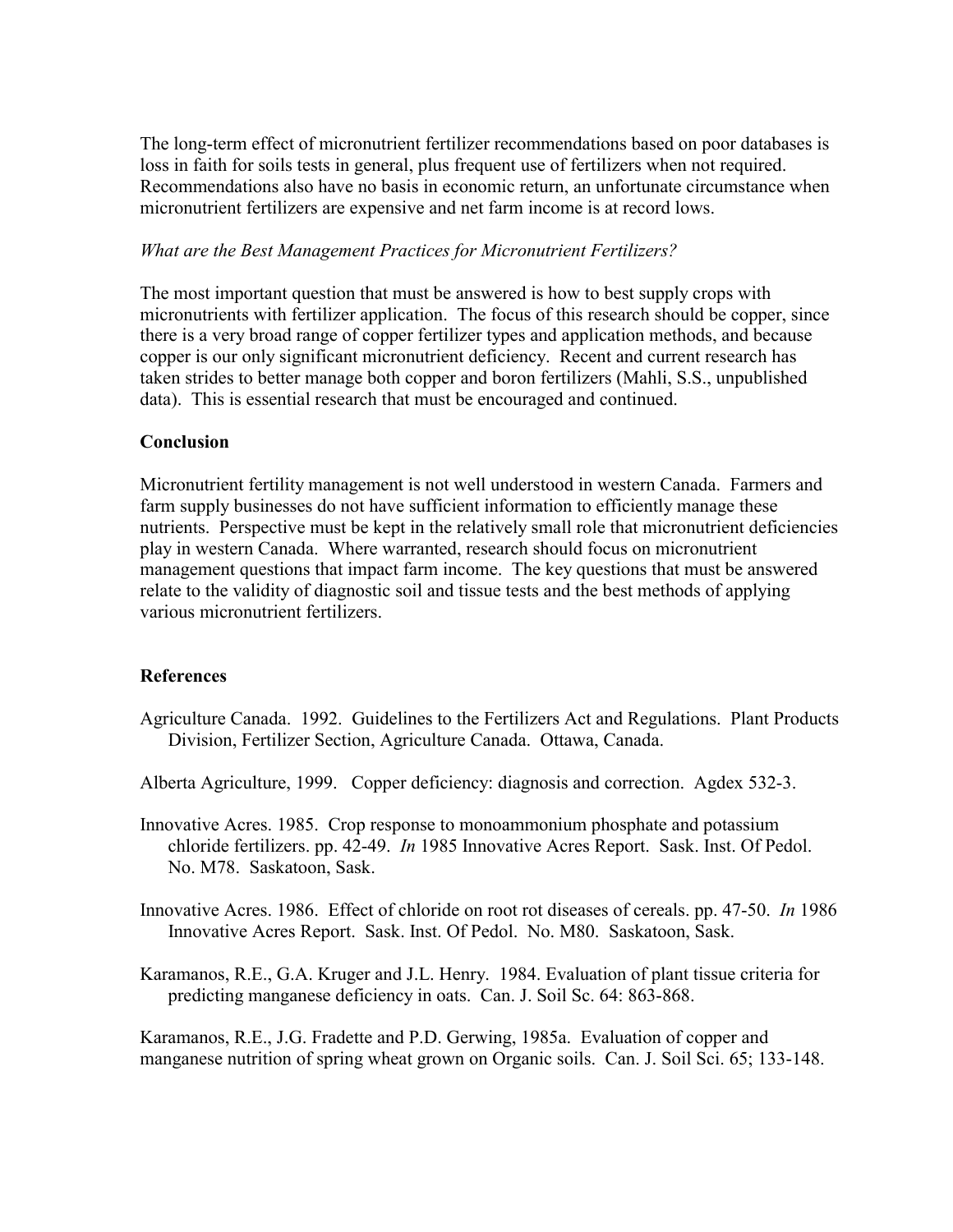The long-term effect of micronutrient fertilizer recommendations based on poor databases is loss in faith for soils tests in general, plus frequent use of fertilizers when not required. Recommendations also have no basis in economic return, an unfortunate circumstance when micronutrient fertilizers are expensive and net farm income is at record lows.

*What are the Best Management Practices for Micronutrient Fertilizers?*

The most important question that must be answered is how to best supply crops with micronutrients with fertilizer application. The focus of this research should be copper, since there is a very broad range of copper fertilizer types and application methods, and because copper is our only significant micronutrient deficiency. Recent and current research has taken strides to better manage both copper and boron fertilizers (Mahli, S.S., unpublished data). This is essential research that must be encouraged and continued.

**Conclusion**

Micronutrient fertility management is not well understood in western Canada. Farmers and farm supply businesses do not have sufficient information to efficiently manage these nutrients. Perspective must be kept in the relatively small role that micronutrient deficiencies play in western Canada. Where warranted, research should focus on micronutrient management questions that impact farm income. The key questions that must be answered relate to the validity of diagnostic soil and tissue tests and the best methods of applying various micronutrient fertilizers.

**References**

Agriculture Canada. 1992. Guidelines to the Fertilizers Act and Regulations. Plant Products Division, Fertilizer Section, Agriculture Canada. Ottawa, Canada.

Alberta Agriculture, 1999. Copper deficiency: diagnosis and correction. Agdex 532-3.

Innovative Acres. 1985. Crop response to monoammonium phosphate and potassium chloride fertilizers. pp. 42-49. *In* 1985 Innovative Acres Report. Sask. Inst. Of Pedol. No. M78. Saskatoon, Sask.

Innovative Acres. 1986. Effect of chloride on root rot diseases of cereals. pp. 47-50. *In* 1986 Innovative Acres Report. Sask. Inst. Of Pedol. No. M80. Saskatoon, Sask.

Karamanos, R.E., G.A. Kruger and J.L. Henry. 1984. Evaluation of plant tissue criteria for predicting manganese deficiency in oats. Can. J. Soil Sc. 64: 863-868.

Karamanos, R.E., J.G. Fradette and P.D. Gerwing, 1985a. Evaluation of copper and manganese nutrition of spring wheat grown on Organic soils. Can. J. Soil Sci. 65; 133-148.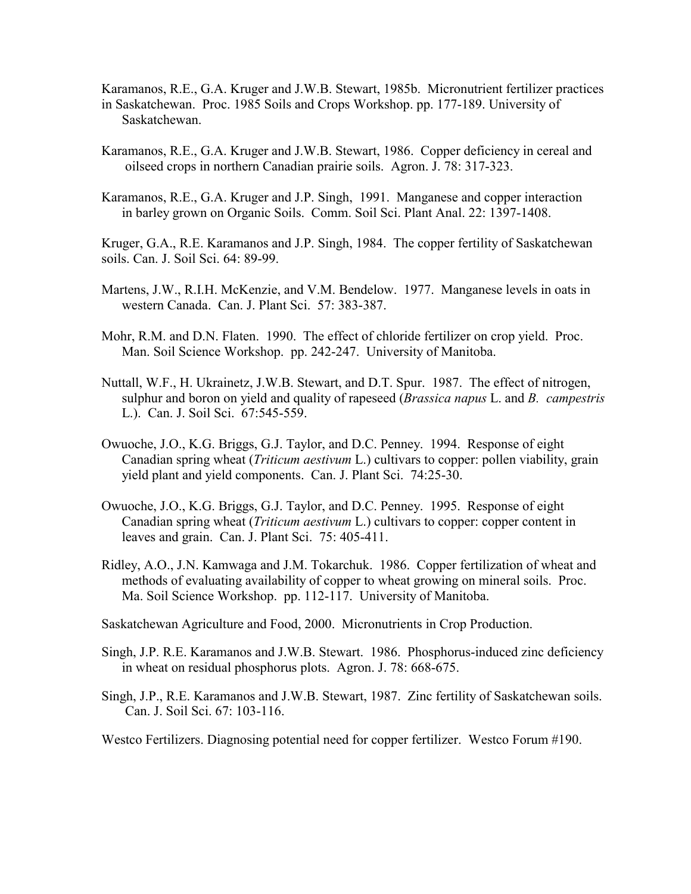Karamanos, R.E., G.A. Kruger and J.W.B. Stewart, 1985b. Micronutrient fertilizer practices in Saskatchewan. Proc. 1985 Soils and Crops Workshop. pp. 177-189. University of Saskatchewan.

Karamanos, R.E., G.A. Kruger and J.W.B. Stewart, 1986. Copper deficiency in cereal and oilseed crops in northern Canadian prairie soils. Agron. J. 78: 317-323.

Karamanos, R.E., G.A. Kruger and J.P. Singh, 1991. Manganese and copper interaction in barley grown on Organic Soils. Comm. Soil Sci. Plant Anal. 22: 1397-1408.

Kruger, G.A., R.E. Karamanos and J.P. Singh, 1984. The copper fertility of Saskatchewan soils. Can. J. Soil Sci. 64: 89-99.

Martens, J.W., R.I.H. McKenzie, and V.M. Bendelow. 1977. Manganese levels in oats in western Canada. Can. J. Plant Sci. 57: 383-387.

Mohr, R.M. and D.N. Flaten. 1990. The effect of chloride fertilizer on crop yield. Proc. Man. Soil Science Workshop. pp. 242-247. University of Manitoba.

Nuttall, W.F., H. Ukrainetz, J.W.B. Stewart, and D.T. Spur. 1987. The effect of nitrogen, sulphur and boron on yield and quality of rapeseed (*Brassica napus* L. and *B. campestris* L.). Can. J. Soil Sci. 67:545-559.

Owuoche, J.O., K.G. Briggs, G.J. Taylor, and D.C. Penney. 1994. Response of eight Canadian spring wheat (*Triticum aestivum* L.) cultivars to copper: pollen viability, grain yield plant and yield components. Can. J. Plant Sci. 74:25-30.

Owuoche, J.O., K.G. Briggs, G.J. Taylor, and D.C. Penney. 1995. Response of eight Canadian spring wheat (*Triticum aestivum* L.) cultivars to copper: copper content in leaves and grain. Can. J. Plant Sci. 75: 405-411.

Ridley, A.O., J.N. Kamwaga and J.M. Tokarchuk. 1986. Copper fertilization of wheat and methods of evaluating availability of copper to wheat growing on mineral soils. Proc. Ma. Soil Science Workshop. pp. 112-117. University of Manitoba.

Saskatchewan Agriculture and Food, 2000. Micronutrients in Crop Production.

Singh, J.P. R.E. Karamanos and J.W.B. Stewart. 1986. Phosphorus-induced zinc deficiency in wheat on residual phosphorus plots. Agron. J. 78: 668-675.

Singh, J.P., R.E. Karamanos and J.W.B. Stewart, 1987. Zinc fertility of Saskatchewan soils. Can. J. Soil Sci. 67: 103-116.

Westco Fertilizers. Diagnosing potential need for copper fertilizer. Westco Forum #190.